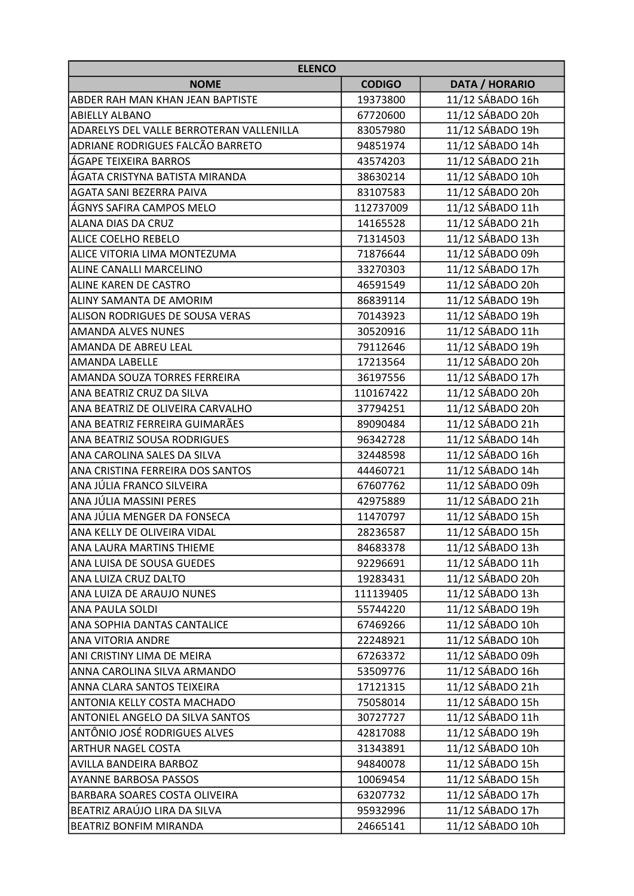| ELENCO | | |
|---|---|---|
| NOME | CODIGO | DATA / HORARIO |
| ABDER RAH MAN KHAN JEAN BAPTISTE | 19373800 | 11/12 SÁBADO 16h |
| ABIELLY ALBANO | 67720600 | 11/12 SÁBADO 20h |
| ADARELYS DEL VALLE BERROTERAN VALLENILLA | 83057980 | 11/12 SÁBADO 19h |
| ADRIANE RODRIGUES FALCÃO BARRETO | 94851974 | 11/12 SÁBADO 14h |
| ÁGAPE TEIXEIRA BARROS | 43574203 | 11/12 SÁBADO 21h |
| ÁGATA CRISTYNA BATISTA MIRANDA | 38630214 | 11/12 SÁBADO 10h |
| AGATA SANI BEZERRA PAIVA | 83107583 | 11/12 SÁBADO 20h |
| ÁGNYS SAFIRA CAMPOS MELO | 112737009 | 11/12 SÁBADO 11h |
| ALANA DIAS DA CRUZ | 14165528 | 11/12 SÁBADO 21h |
| ALICE COELHO REBELO | 71314503 | 11/12 SÁBADO 13h |
| ALICE VITORIA LIMA MONTEZUMA | 71876644 | 11/12 SÁBADO 09h |
| ALINE CANALLI MARCELINO | 33270303 | 11/12 SÁBADO 17h |
| ALINE KAREN DE CASTRO | 46591549 | 11/12 SÁBADO 20h |
| ALINY SAMANTA DE AMORIM | 86839114 | 11/12 SÁBADO 19h |
| ALISON RODRIGUES DE SOUSA VERAS | 70143923 | 11/12 SÁBADO 19h |
| AMANDA ALVES NUNES | 30520916 | 11/12 SÁBADO 11h |
| AMANDA DE ABREU LEAL | 79112646 | 11/12 SÁBADO 19h |
| AMANDA LABELLE | 17213564 | 11/12 SÁBADO 20h |
| AMANDA SOUZA TORRES FERREIRA | 36197556 | 11/12 SÁBADO 17h |
| ANA BEATRIZ CRUZ DA SILVA | 110167422 | 11/12 SÁBADO 20h |
| ANA BEATRIZ DE OLIVEIRA CARVALHO | 37794251 | 11/12 SÁBADO 20h |
| ANA BEATRIZ FERREIRA GUIMARÃES | 89090484 | 11/12 SÁBADO 21h |
| ANA BEATRIZ SOUSA RODRIGUES | 96342728 | 11/12 SÁBADO 14h |
| ANA CAROLINA SALES DA SILVA | 32448598 | 11/12 SÁBADO 16h |
| ANA CRISTINA FERREIRA DOS SANTOS | 44460721 | 11/12 SÁBADO 14h |
| ANA JÚLIA FRANCO SILVEIRA | 67607762 | 11/12 SÁBADO 09h |
| ANA JÚLIA MASSINI PERES | 42975889 | 11/12 SÁBADO 21h |
| ANA JÚLIA MENGER DA FONSECA | 11470797 | 11/12 SÁBADO 15h |
| ANA KELLY DE OLIVEIRA VIDAL | 28236587 | 11/12 SÁBADO 15h |
| ANA LAURA MARTINS THIEME | 84683378 | 11/12 SÁBADO 13h |
| ANA LUISA DE SOUSA GUEDES | 92296691 | 11/12 SÁBADO 11h |
| ANA LUIZA CRUZ DALTO | 19283431 | 11/12 SÁBADO 20h |
| ANA LUIZA DE ARAUJO NUNES | 111139405 | 11/12 SÁBADO 13h |
| ANA PAULA SOLDI | 55744220 | 11/12 SÁBADO 19h |
| ANA SOPHIA DANTAS CANTALICE | 67469266 | 11/12 SÁBADO 10h |
| ANA VITORIA ANDRE | 22248921 | 11/12 SÁBADO 10h |
| ANI CRISTINY LIMA DE MEIRA | 67263372 | 11/12 SÁBADO 09h |
| ANNA CAROLINA SILVA ARMANDO | 53509776 | 11/12 SÁBADO 16h |
| ANNA CLARA SANTOS TEIXEIRA | 17121315 | 11/12 SÁBADO 21h |
| ANTONIA KELLY COSTA MACHADO | 75058014 | 11/12 SÁBADO 15h |
| ANTONIEL ANGELO DA SILVA SANTOS | 30727727 | 11/12 SÁBADO 11h |
| ANTÔNIO JOSÉ RODRIGUES ALVES | 42817088 | 11/12 SÁBADO 19h |
| ARTHUR NAGEL COSTA | 31343891 | 11/12 SÁBADO 10h |
| AVILLA BANDEIRA BARBOZ | 94840078 | 11/12 SÁBADO 15h |
| AYANNE BARBOSA PASSOS | 10069454 | 11/12 SÁBADO 15h |
| BARBARA SOARES COSTA OLIVEIRA | 63207732 | 11/12 SÁBADO 17h |
| BEATRIZ ARAÚJO LIRA DA SILVA | 95932996 | 11/12 SÁBADO 17h |
| BEATRIZ BONFIM MIRANDA | 24665141 | 11/12 SÁBADO 10h |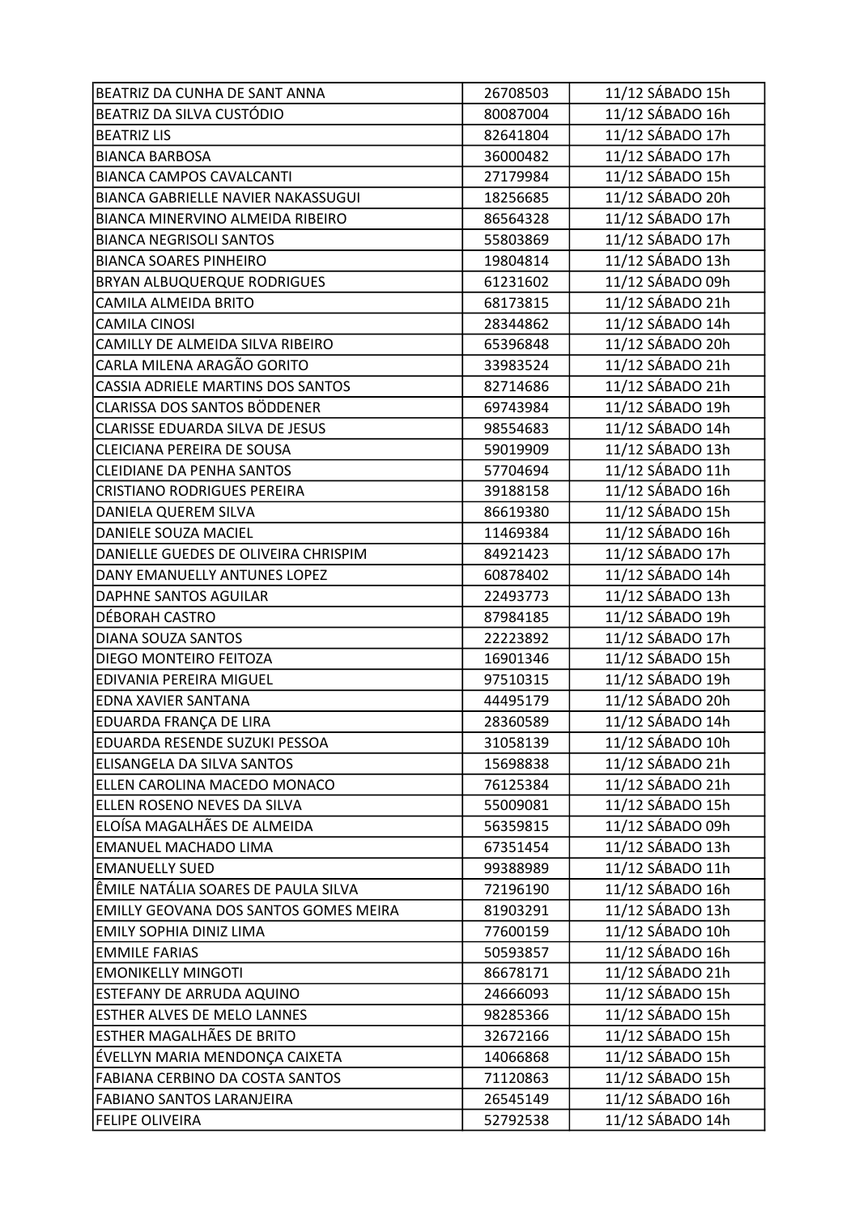| BEATRIZ DA CUNHA DE SANT ANNA | 26708503 | 11/12 SÁBADO 15h |
|---|---|---|
| BEATRIZ DA SILVA CUSTÓDIO | 80087004 | 11/12 SÁBADO 16h |
| BEATRIZ LIS | 82641804 | 11/12 SÁBADO 17h |
| BIANCA BARBOSA | 36000482 | 11/12 SÁBADO 17h |
| BIANCA CAMPOS CAVALCANTI | 27179984 | 11/12 SÁBADO 15h |
| BIANCA GABRIELLE NAVIER NAKASSUGUI | 18256685 | 11/12 SÁBADO 20h |
| BIANCA MINERVINO ALMEIDA RIBEIRO | 86564328 | 11/12 SÁBADO 17h |
| BIANCA NEGRISOLI SANTOS | 55803869 | 11/12 SÁBADO 17h |
| BIANCA SOARES PINHEIRO | 19804814 | 11/12 SÁBADO 13h |
| BRYAN ALBUQUERQUE RODRIGUES | 61231602 | 11/12 SÁBADO 09h |
| CAMILA ALMEIDA BRITO | 68173815 | 11/12 SÁBADO 21h |
| CAMILA CINOSI | 28344862 | 11/12 SÁBADO 14h |
| CAMILLY DE ALMEIDA SILVA RIBEIRO | 65396848 | 11/12 SÁBADO 20h |
| CARLA MILENA ARAGÃO GORITO | 33983524 | 11/12 SÁBADO 21h |
| CASSIA ADRIELE MARTINS DOS SANTOS | 82714686 | 11/12 SÁBADO 21h |
| CLARISSA DOS SANTOS BÖDDENER | 69743984 | 11/12 SÁBADO 19h |
| CLARISSE EDUARDA SILVA DE JESUS | 98554683 | 11/12 SÁBADO 14h |
| CLEICIANA PEREIRA DE SOUSA | 59019909 | 11/12 SÁBADO 13h |
| CLEIDIANE DA PENHA SANTOS | 57704694 | 11/12 SÁBADO 11h |
| CRISTIANO RODRIGUES PEREIRA | 39188158 | 11/12 SÁBADO 16h |
| DANIELA QUEREM SILVA | 86619380 | 11/12 SÁBADO 15h |
| DANIELE SOUZA MACIEL | 11469384 | 11/12 SÁBADO 16h |
| DANIELLE GUEDES DE OLIVEIRA CHRISPIM | 84921423 | 11/12 SÁBADO 17h |
| DANY EMANUELLY ANTUNES LOPEZ | 60878402 | 11/12 SÁBADO 14h |
| DAPHNE SANTOS AGUILAR | 22493773 | 11/12 SÁBADO 13h |
| DÉBORAH CASTRO | 87984185 | 11/12 SÁBADO 19h |
| DIANA SOUZA SANTOS | 22223892 | 11/12 SÁBADO 17h |
| DIEGO MONTEIRO FEITOZA | 16901346 | 11/12 SÁBADO 15h |
| EDIVANIA PEREIRA MIGUEL | 97510315 | 11/12 SÁBADO 19h |
| EDNA XAVIER SANTANA | 44495179 | 11/12 SÁBADO 20h |
| EDUARDA FRANÇA DE LIRA | 28360589 | 11/12 SÁBADO 14h |
| EDUARDA RESENDE SUZUKI PESSOA | 31058139 | 11/12 SÁBADO 10h |
| ELISANGELA DA SILVA SANTOS | 15698838 | 11/12 SÁBADO 21h |
| ELLEN CAROLINA MACEDO MONACO | 76125384 | 11/12 SÁBADO 21h |
| ELLEN ROSENO NEVES DA SILVA | 55009081 | 11/12 SÁBADO 15h |
| ELOÍSA MAGALHÃES DE ALMEIDA | 56359815 | 11/12 SÁBADO 09h |
| EMANUEL MACHADO LIMA | 67351454 | 11/12 SÁBADO 13h |
| EMANUELLY SUED | 99388989 | 11/12 SÁBADO 11h |
| ÊMILE NATÁLIA SOARES DE PAULA SILVA | 72196190 | 11/12 SÁBADO 16h |
| EMILLY GEOVANA DOS SANTOS GOMES MEIRA | 81903291 | 11/12 SÁBADO 13h |
| EMILY SOPHIA DINIZ LIMA | 77600159 | 11/12 SÁBADO 10h |
| EMMILE FARIAS | 50593857 | 11/12 SÁBADO 16h |
| EMONIKELLY MINGOTI | 86678171 | 11/12 SÁBADO 21h |
| ESTEFANY DE ARRUDA AQUINO | 24666093 | 11/12 SÁBADO 15h |
| ESTHER ALVES DE MELO LANNES | 98285366 | 11/12 SÁBADO 15h |
| ESTHER MAGALHÃES DE BRITO | 32672166 | 11/12 SÁBADO 15h |
| ÉVELLYN MARIA MENDONÇA CAIXETA | 14066868 | 11/12 SÁBADO 15h |
| FABIANA CERBINO DA COSTA SANTOS | 71120863 | 11/12 SÁBADO 15h |
| FABIANO SANTOS LARANJEIRA | 26545149 | 11/12 SÁBADO 16h |
| FELIPE OLIVEIRA | 52792538 | 11/12 SÁBADO 14h |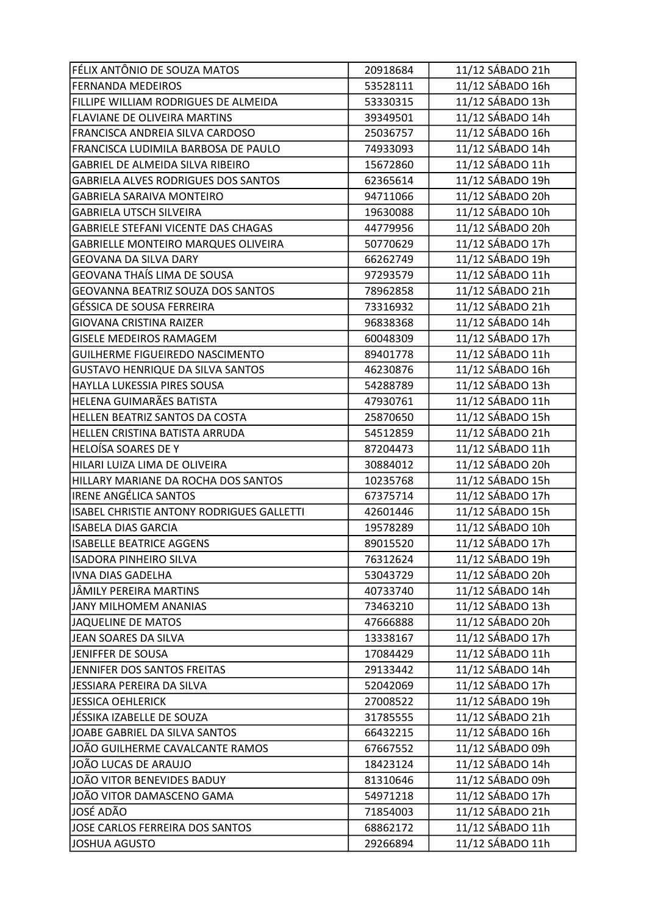| FÉLIX ANTÔNIO DE SOUZA MATOS | 20918684 | 11/12 SÁBADO 21h |
|---|---|---|
| FERNANDA MEDEIROS | 53528111 | 11/12 SÁBADO 16h |
| FILLIPE WILLIAM RODRIGUES DE ALMEIDA | 53330315 | 11/12 SÁBADO 13h |
| FLAVIANE DE OLIVEIRA MARTINS | 39349501 | 11/12 SÁBADO 14h |
| FRANCISCA ANDREIA SILVA CARDOSO | 25036757 | 11/12 SÁBADO 16h |
| FRANCISCA LUDIMILA BARBOSA DE PAULO | 74933093 | 11/12 SÁBADO 14h |
| GABRIEL DE ALMEIDA SILVA RIBEIRO | 15672860 | 11/12 SÁBADO 11h |
| GABRIELA ALVES RODRIGUES DOS SANTOS | 62365614 | 11/12 SÁBADO 19h |
| GABRIELA SARAIVA MONTEIRO | 94711066 | 11/12 SÁBADO 20h |
| GABRIELA UTSCH SILVEIRA | 19630088 | 11/12 SÁBADO 10h |
| GABRIELE STEFANI VICENTE DAS CHAGAS | 44779956 | 11/12 SÁBADO 20h |
| GABRIELLE MONTEIRO MARQUES OLIVEIRA | 50770629 | 11/12 SÁBADO 17h |
| GEOVANA DA SILVA DARY | 66262749 | 11/12 SÁBADO 19h |
| GEOVANA THAÍS LIMA DE SOUSA | 97293579 | 11/12 SÁBADO 11h |
| GEOVANNA BEATRIZ SOUZA DOS SANTOS | 78962858 | 11/12 SÁBADO 21h |
| GÉSSICA DE SOUSA FERREIRA | 73316932 | 11/12 SÁBADO 21h |
| GIOVANA CRISTINA RAIZER | 96838368 | 11/12 SÁBADO 14h |
| GISELE MEDEIROS RAMAGEM | 60048309 | 11/12 SÁBADO 17h |
| GUILHERME FIGUEIREDO NASCIMENTO | 89401778 | 11/12 SÁBADO 11h |
| GUSTAVO HENRIQUE DA SILVA SANTOS | 46230876 | 11/12 SÁBADO 16h |
| HAYLLA LUKESSIA PIRES SOUSA | 54288789 | 11/12 SÁBADO 13h |
| HELENA GUIMARÃES BATISTA | 47930761 | 11/12 SÁBADO 11h |
| HELLEN BEATRIZ SANTOS DA COSTA | 25870650 | 11/12 SÁBADO 15h |
| HELLEN CRISTINA BATISTA ARRUDA | 54512859 | 11/12 SÁBADO 21h |
| HELOÍSA SOARES DE Y | 87204473 | 11/12 SÁBADO 11h |
| HILARI LUIZA LIMA DE OLIVEIRA | 30884012 | 11/12 SÁBADO 20h |
| HILLARY MARIANE DA ROCHA DOS SANTOS | 10235768 | 11/12 SÁBADO 15h |
| IRENE ANGÉLICA SANTOS | 67375714 | 11/12 SÁBADO 17h |
| ISABEL CHRISTIE ANTONY RODRIGUES GALLETTI | 42601446 | 11/12 SÁBADO 15h |
| ISABELA DIAS GARCIA | 19578289 | 11/12 SÁBADO 10h |
| ISABELLE BEATRICE AGGENS | 89015520 | 11/12 SÁBADO 17h |
| ISADORA PINHEIRO SILVA | 76312624 | 11/12 SÁBADO 19h |
| IVNA DIAS GADELHA | 53043729 | 11/12 SÁBADO 20h |
| JÂMILY PEREIRA MARTINS | 40733740 | 11/12 SÁBADO 14h |
| JANY MILHOMEM ANANIAS | 73463210 | 11/12 SÁBADO 13h |
| JAQUELINE DE MATOS | 47666888 | 11/12 SÁBADO 20h |
| JEAN SOARES DA SILVA | 13338167 | 11/12 SÁBADO 17h |
| JENIFFER DE SOUSA | 17084429 | 11/12 SÁBADO 11h |
| JENNIFER DOS SANTOS FREITAS | 29133442 | 11/12 SÁBADO 14h |
| JESSIARA PEREIRA DA SILVA | 52042069 | 11/12 SÁBADO 17h |
| JESSICA OEHLERICK | 27008522 | 11/12 SÁBADO 19h |
| JÉSSIKA IZABELLE DE SOUZA | 31785555 | 11/12 SÁBADO 21h |
| JOABE GABRIEL DA SILVA SANTOS | 66432215 | 11/12 SÁBADO 16h |
| JOÃO GUILHERME CAVALCANTE RAMOS | 67667552 | 11/12 SÁBADO 09h |
| JOÃO LUCAS DE ARAUJO | 18423124 | 11/12 SÁBADO 14h |
| JOÃO VITOR BENEVIDES BADUY | 81310646 | 11/12 SÁBADO 09h |
| JOÃO VITOR DAMASCENO GAMA | 54971218 | 11/12 SÁBADO 17h |
| JOSÉ ADÃO | 71854003 | 11/12 SÁBADO 21h |
| JOSE CARLOS FERREIRA DOS SANTOS | 68862172 | 11/12 SÁBADO 11h |
| JOSHUA AGUSTO | 29266894 | 11/12 SÁBADO 11h |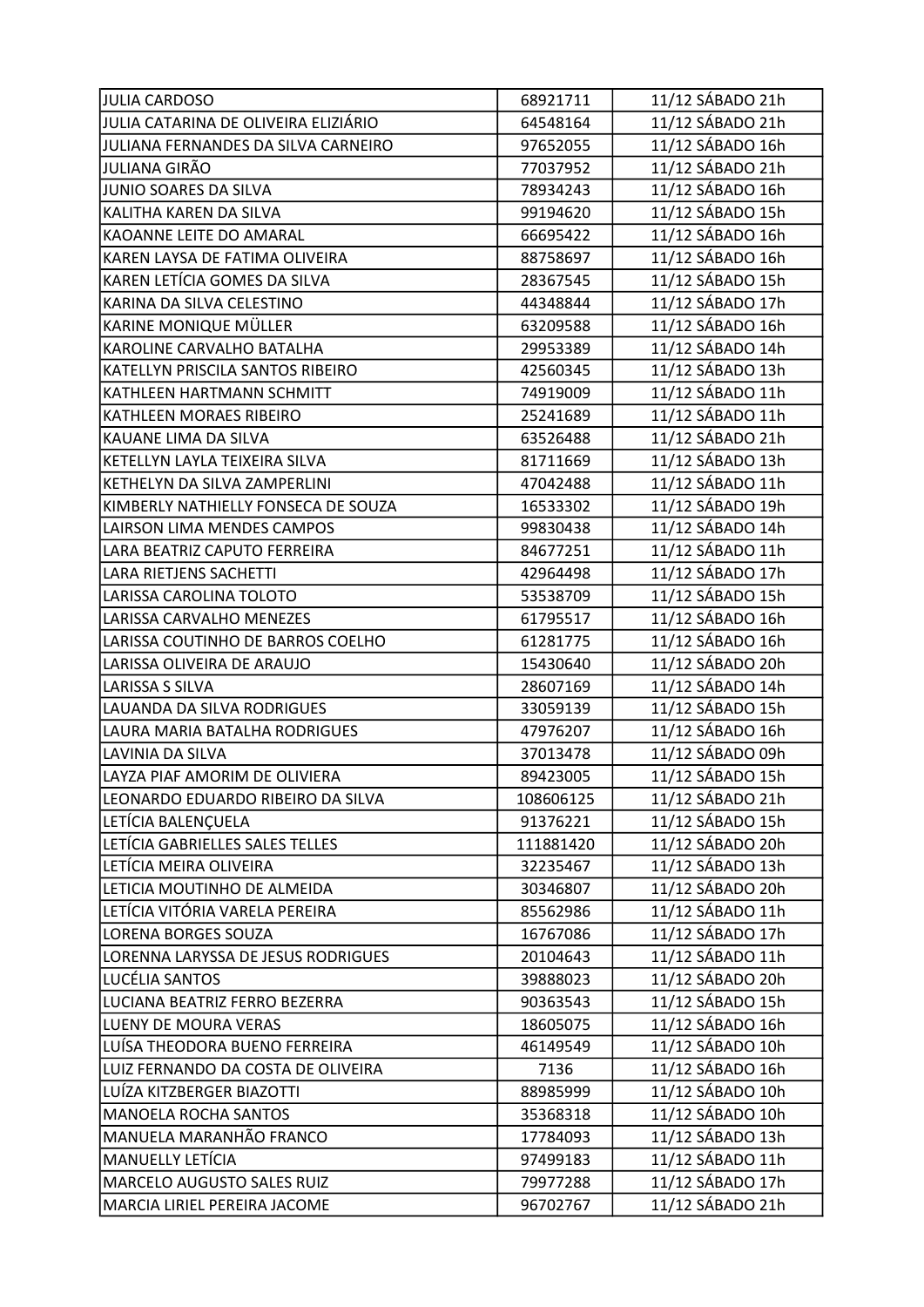| | | |
|---|---|---|
| JULIA CARDOSO | 68921711 | 11/12 SÁBADO 21h |
| JULIA CATARINA DE OLIVEIRA ELIZIÁRIO | 64548164 | 11/12 SÁBADO 21h |
| JULIANA FERNANDES DA SILVA CARNEIRO | 97652055 | 11/12 SÁBADO 16h |
| JULIANA GIRÃO | 77037952 | 11/12 SÁBADO 21h |
| JUNIO SOARES DA SILVA | 78934243 | 11/12 SÁBADO 16h |
| KALITHA KAREN DA SILVA | 99194620 | 11/12 SÁBADO 15h |
| KAOANNE LEITE DO AMARAL | 66695422 | 11/12 SÁBADO 16h |
| KAREN LAYSA DE FATIMA OLIVEIRA | 88758697 | 11/12 SÁBADO 16h |
| KAREN LETÍCIA GOMES DA SILVA | 28367545 | 11/12 SÁBADO 15h |
| KARINA DA SILVA CELESTINO | 44348844 | 11/12 SÁBADO 17h |
| KARINE MONIQUE MÜLLER | 63209588 | 11/12 SÁBADO 16h |
| KAROLINE CARVALHO BATALHA | 29953389 | 11/12 SÁBADO 14h |
| KATELLYN PRISCILA SANTOS RIBEIRO | 42560345 | 11/12 SÁBADO 13h |
| KATHLEEN HARTMANN SCHMITT | 74919009 | 11/12 SÁBADO 11h |
| KATHLEEN MORAES RIBEIRO | 25241689 | 11/12 SÁBADO 11h |
| KAUANE LIMA DA SILVA | 63526488 | 11/12 SÁBADO 21h |
| KETELLYN LAYLA TEIXEIRA SILVA | 81711669 | 11/12 SÁBADO 13h |
| KETHELYN DA SILVA ZAMPERLINI | 47042488 | 11/12 SÁBADO 11h |
| KIMBERLY NATHIELLY FONSECA DE SOUZA | 16533302 | 11/12 SÁBADO 19h |
| LAIRSON LIMA MENDES CAMPOS | 99830438 | 11/12 SÁBADO 14h |
| LARA BEATRIZ CAPUTO FERREIRA | 84677251 | 11/12 SÁBADO 11h |
| LARA RIETJENS SACHETTI | 42964498 | 11/12 SÁBADO 17h |
| LARISSA CAROLINA TOLOTO | 53538709 | 11/12 SÁBADO 15h |
| LARISSA CARVALHO MENEZES | 61795517 | 11/12 SÁBADO 16h |
| LARISSA COUTINHO DE BARROS COELHO | 61281775 | 11/12 SÁBADO 16h |
| LARISSA OLIVEIRA DE ARAUJO | 15430640 | 11/12 SÁBADO 20h |
| LARISSA S SILVA | 28607169 | 11/12 SÁBADO 14h |
| LAUANDA DA SILVA RODRIGUES | 33059139 | 11/12 SÁBADO 15h |
| LAURA MARIA BATALHA RODRIGUES | 47976207 | 11/12 SÁBADO 16h |
| LAVINIA DA SILVA | 37013478 | 11/12 SÁBADO 09h |
| LAYZA PIAF AMORIM DE OLIVIERA | 89423005 | 11/12 SÁBADO 15h |
| LEONARDO EDUARDO RIBEIRO DA SILVA | 108606125 | 11/12 SÁBADO 21h |
| LETÍCIA BALENÇUELA | 91376221 | 11/12 SÁBADO 15h |
| LETÍCIA GABRIELLES SALES TELLES | 111881420 | 11/12 SÁBADO 20h |
| LETÍCIA MEIRA OLIVEIRA | 32235467 | 11/12 SÁBADO 13h |
| LETICIA MOUTINHO DE ALMEIDA | 30346807 | 11/12 SÁBADO 20h |
| LETÍCIA VITÓRIA VARELA PEREIRA | 85562986 | 11/12 SÁBADO 11h |
| LORENA BORGES SOUZA | 16767086 | 11/12 SÁBADO 17h |
| LORENNA LARYSSA DE JESUS RODRIGUES | 20104643 | 11/12 SÁBADO 11h |
| LUCÉLIA SANTOS | 39888023 | 11/12 SÁBADO 20h |
| LUCIANA BEATRIZ FERRO BEZERRA | 90363543 | 11/12 SÁBADO 15h |
| LUENY DE MOURA VERAS | 18605075 | 11/12 SÁBADO 16h |
| LUÍSA THEODORA BUENO FERREIRA | 46149549 | 11/12 SÁBADO 10h |
| LUIZ FERNANDO DA COSTA DE OLIVEIRA | 7136 | 11/12 SÁBADO 16h |
| LUÍZA KITZBERGER BIAZOTTI | 88985999 | 11/12 SÁBADO 10h |
| MANOELA ROCHA SANTOS | 35368318 | 11/12 SÁBADO 10h |
| MANUELA MARANHÃO FRANCO | 17784093 | 11/12 SÁBADO 13h |
| MANUELLY LETÍCIA | 97499183 | 11/12 SÁBADO 11h |
| MARCELO AUGUSTO SALES RUIZ | 79977288 | 11/12 SÁBADO 17h |
| MARCIA LIRIEL PEREIRA JACOME | 96702767 | 11/12 SÁBADO 21h |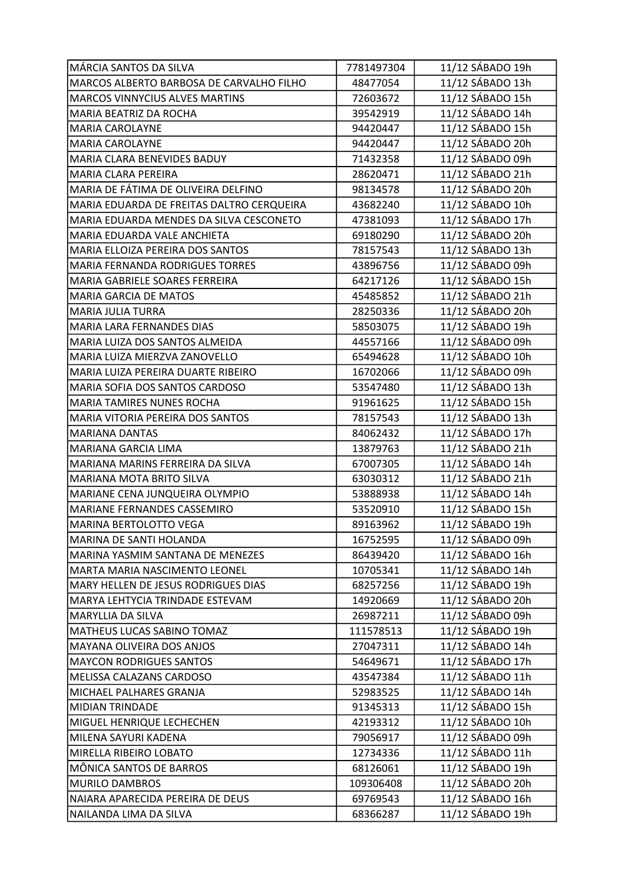| MÁRCIA SANTOS DA SILVA | 7781497304 | 11/12 SÁBADO 19h |
|---|---|---|
| MARCOS ALBERTO BARBOSA DE CARVALHO FILHO | 48477054 | 11/12 SÁBADO 13h |
| MARCOS VINNYCIUS ALVES MARTINS | 72603672 | 11/12 SÁBADO 15h |
| MARIA BEATRIZ DA ROCHA | 39542919 | 11/12 SÁBADO 14h |
| MARIA CAROLAYNE | 94420447 | 11/12 SÁBADO 15h |
| MARIA CAROLAYNE | 94420447 | 11/12 SÁBADO 20h |
| MARIA CLARA BENEVIDES BADUY | 71432358 | 11/12 SÁBADO 09h |
| MARIA CLARA PEREIRA | 28620471 | 11/12 SÁBADO 21h |
| MARIA DE FÁTIMA DE OLIVEIRA DELFINO | 98134578 | 11/12 SÁBADO 20h |
| MARIA EDUARDA DE FREITAS DALTRO CERQUEIRA | 43682240 | 11/12 SÁBADO 10h |
| MARIA EDUARDA MENDES DA SILVA CESCONETO | 47381093 | 11/12 SÁBADO 17h |
| MARIA EDUARDA VALE ANCHIETA | 69180290 | 11/12 SÁBADO 20h |
| MARIA ELLOIZA PEREIRA DOS SANTOS | 78157543 | 11/12 SÁBADO 13h |
| MARIA FERNANDA RODRIGUES TORRES | 43896756 | 11/12 SÁBADO 09h |
| MARIA GABRIELE SOARES FERREIRA | 64217126 | 11/12 SÁBADO 15h |
| MARIA GARCIA DE MATOS | 45485852 | 11/12 SÁBADO 21h |
| MARIA JULIA TURRA | 28250336 | 11/12 SÁBADO 20h |
| MARIA LARA FERNANDES DIAS | 58503075 | 11/12 SÁBADO 19h |
| MARIA LUIZA DOS SANTOS ALMEIDA | 44557166 | 11/12 SÁBADO 09h |
| MARIA LUIZA MIERZVA ZANOVELLO | 65494628 | 11/12 SÁBADO 10h |
| MARIA LUIZA PEREIRA DUARTE RIBEIRO | 16702066 | 11/12 SÁBADO 09h |
| MARIA SOFIA DOS SANTOS CARDOSO | 53547480 | 11/12 SÁBADO 13h |
| MARIA TAMIRES NUNES ROCHA | 91961625 | 11/12 SÁBADO 15h |
| MARIA VITORIA PEREIRA DOS SANTOS | 78157543 | 11/12 SÁBADO 13h |
| MARIANA DANTAS | 84062432 | 11/12 SÁBADO 17h |
| MARIANA GARCIA LIMA | 13879763 | 11/12 SÁBADO 21h |
| MARIANA MARINS FERREIRA DA SILVA | 67007305 | 11/12 SÁBADO 14h |
| MARIANA MOTA BRITO SILVA | 63030312 | 11/12 SÁBADO 21h |
| MARIANE CENA JUNQUEIRA OLYMPIO | 53888938 | 11/12 SÁBADO 14h |
| MARIANE FERNANDES CASSEMIRO | 53520910 | 11/12 SÁBADO 15h |
| MARINA BERTOLOTTO VEGA | 89163962 | 11/12 SÁBADO 19h |
| MARINA DE SANTI HOLANDA | 16752595 | 11/12 SÁBADO 09h |
| MARINA YASMIM SANTANA DE MENEZES | 86439420 | 11/12 SÁBADO 16h |
| MARTA MARIA NASCIMENTO LEONEL | 10705341 | 11/12 SÁBADO 14h |
| MARY HELLEN DE JESUS RODRIGUES DIAS | 68257256 | 11/12 SÁBADO 19h |
| MARYA LEHTYCIA TRINDADE ESTEVAM | 14920669 | 11/12 SÁBADO 20h |
| MARYLLIA DA SILVA | 26987211 | 11/12 SÁBADO 09h |
| MATHEUS LUCAS SABINO TOMAZ | 111578513 | 11/12 SÁBADO 19h |
| MAYANA OLIVEIRA DOS ANJOS | 27047311 | 11/12 SÁBADO 14h |
| MAYCON RODRIGUES SANTOS | 54649671 | 11/12 SÁBADO 17h |
| MELISSA CALAZANS CARDOSO | 43547384 | 11/12 SÁBADO 11h |
| MICHAEL PALHARES GRANJA | 52983525 | 11/12 SÁBADO 14h |
| MIDIAN TRINDADE | 91345313 | 11/12 SÁBADO 15h |
| MIGUEL HENRIQUE LECHECHEN | 42193312 | 11/12 SÁBADO 10h |
| MILENA SAYURI KADENA | 79056917 | 11/12 SÁBADO 09h |
| MIRELLA RIBEIRO LOBATO | 12734336 | 11/12 SÁBADO 11h |
| MÔNICA SANTOS DE BARROS | 68126061 | 11/12 SÁBADO 19h |
| MURILO DAMBROS | 109306408 | 11/12 SÁBADO 20h |
| NAIARA APARECIDA PEREIRA DE DEUS | 69769543 | 11/12 SÁBADO 16h |
| NAILANDA LIMA DA SILVA | 68366287 | 11/12 SÁBADO 19h |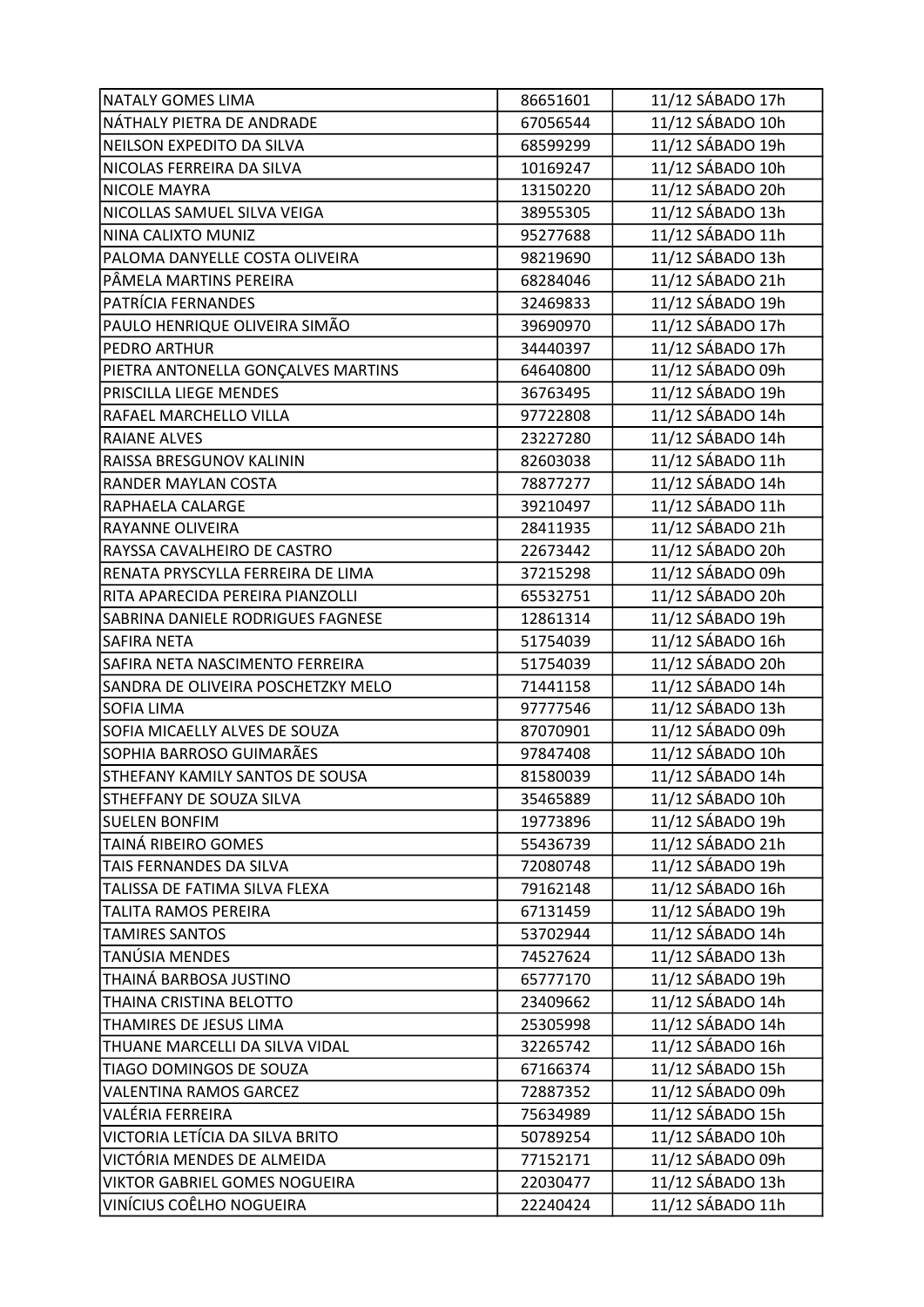| NATALY GOMES LIMA | 86651601 | 11/12 SÁBADO 17h |
|---|---|---|
| NÁTHALY PIETRA DE ANDRADE | 67056544 | 11/12 SÁBADO 10h |
| NEILSON EXPEDITO DA SILVA | 68599299 | 11/12 SÁBADO 19h |
| NICOLAS FERREIRA DA SILVA | 10169247 | 11/12 SÁBADO 10h |
| NICOLE MAYRA | 13150220 | 11/12 SÁBADO 20h |
| NICOLLAS SAMUEL SILVA VEIGA | 38955305 | 11/12 SÁBADO 13h |
| NINA CALIXTO MUNIZ | 95277688 | 11/12 SÁBADO 11h |
| PALOMA DANYELLE COSTA OLIVEIRA | 98219690 | 11/12 SÁBADO 13h |
| PÂMELA MARTINS PEREIRA | 68284046 | 11/12 SÁBADO 21h |
| PATRÍCIA FERNANDES | 32469833 | 11/12 SÁBADO 19h |
| PAULO HENRIQUE OLIVEIRA SIMÃO | 39690970 | 11/12 SÁBADO 17h |
| PEDRO ARTHUR | 34440397 | 11/12 SÁBADO 17h |
| PIETRA ANTONELLA GONÇALVES MARTINS | 64640800 | 11/12 SÁBADO 09h |
| PRISCILLA LIEGE MENDES | 36763495 | 11/12 SÁBADO 19h |
| RAFAEL MARCHELLO VILLA | 97722808 | 11/12 SÁBADO 14h |
| RAIANE ALVES | 23227280 | 11/12 SÁBADO 14h |
| RAISSA BRESGUNOV KALININ | 82603038 | 11/12 SÁBADO 11h |
| RANDER MAYLAN COSTA | 78877277 | 11/12 SÁBADO 14h |
| RAPHAELA CALARGE | 39210497 | 11/12 SÁBADO 11h |
| RAYANNE OLIVEIRA | 28411935 | 11/12 SÁBADO 21h |
| RAYSSA CAVALHEIRO DE CASTRO | 22673442 | 11/12 SÁBADO 20h |
| RENATA PRYSCYLLA FERREIRA DE LIMA | 37215298 | 11/12 SÁBADO 09h |
| RITA APARECIDA PEREIRA PIANZOLLI | 65532751 | 11/12 SÁBADO 20h |
| SABRINA DANIELE RODRIGUES FAGNESE | 12861314 | 11/12 SÁBADO 19h |
| SAFIRA NETA | 51754039 | 11/12 SÁBADO 16h |
| SAFIRA NETA NASCIMENTO FERREIRA | 51754039 | 11/12 SÁBADO 20h |
| SANDRA DE OLIVEIRA POSCHETZKY MELO | 71441158 | 11/12 SÁBADO 14h |
| SOFIA LIMA | 97777546 | 11/12 SÁBADO 13h |
| SOFIA MICAELLY ALVES DE SOUZA | 87070901 | 11/12 SÁBADO 09h |
| SOPHIA BARROSO GUIMARÃES | 97847408 | 11/12 SÁBADO 10h |
| STHEFANY KAMILY SANTOS DE SOUSA | 81580039 | 11/12 SÁBADO 14h |
| STHEFFANY DE SOUZA SILVA | 35465889 | 11/12 SÁBADO 10h |
| SUELEN BONFIM | 19773896 | 11/12 SÁBADO 19h |
| TAINÁ RIBEIRO GOMES | 55436739 | 11/12 SÁBADO 21h |
| TAIS FERNANDES DA SILVA | 72080748 | 11/12 SÁBADO 19h |
| TALISSA DE FATIMA SILVA FLEXA | 79162148 | 11/12 SÁBADO 16h |
| TALITA RAMOS PEREIRA | 67131459 | 11/12 SÁBADO 19h |
| TAMIRES SANTOS | 53702944 | 11/12 SÁBADO 14h |
| TANÚSIA MENDES | 74527624 | 11/12 SÁBADO 13h |
| THAINÁ BARBOSA JUSTINO | 65777170 | 11/12 SÁBADO 19h |
| THAINA CRISTINA BELOTTO | 23409662 | 11/12 SÁBADO 14h |
| THAMIRES DE JESUS LIMA | 25305998 | 11/12 SÁBADO 14h |
| THUANE MARCELLI DA SILVA VIDAL | 32265742 | 11/12 SÁBADO 16h |
| TIAGO DOMINGOS DE SOUZA | 67166374 | 11/12 SÁBADO 15h |
| VALENTINA RAMOS GARCEZ | 72887352 | 11/12 SÁBADO 09h |
| VALÉRIA FERREIRA | 75634989 | 11/12 SÁBADO 15h |
| VICTORIA LETÍCIA DA SILVA BRITO | 50789254 | 11/12 SÁBADO 10h |
| VICTÓRIA MENDES DE ALMEIDA | 77152171 | 11/12 SÁBADO 09h |
| VIKTOR GABRIEL GOMES NOGUEIRA | 22030477 | 11/12 SÁBADO 13h |
| VINÍCIUS COÊLHO NOGUEIRA | 22240424 | 11/12 SÁBADO 11h |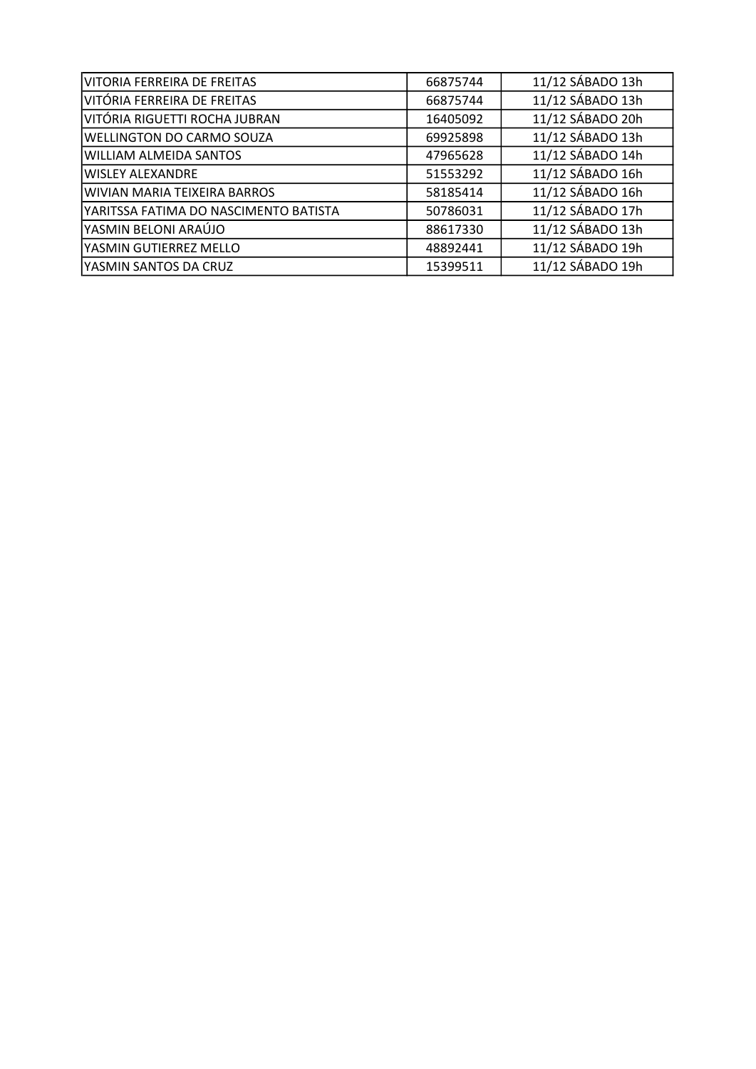| | | |
|---|---|---|
| VITORIA FERREIRA DE FREITAS | 66875744 | 11/12 SÁBADO 13h |
| VITÓRIA FERREIRA DE FREITAS | 66875744 | 11/12 SÁBADO 13h |
| VITÓRIA RIGUETTI ROCHA JUBRAN | 16405092 | 11/12 SÁBADO 20h |
| WELLINGTON DO CARMO SOUZA | 69925898 | 11/12 SÁBADO 13h |
| WILLIAM ALMEIDA SANTOS | 47965628 | 11/12 SÁBADO 14h |
| WISLEY ALEXANDRE | 51553292 | 11/12 SÁBADO 16h |
| WIVIAN MARIA TEIXEIRA BARROS | 58185414 | 11/12 SÁBADO 16h |
| YARITSSA FATIMA DO NASCIMENTO BATISTA | 50786031 | 11/12 SÁBADO 17h |
| YASMIN BELONI ARAÚJO | 88617330 | 11/12 SÁBADO 13h |
| YASMIN GUTIERREZ MELLO | 48892441 | 11/12 SÁBADO 19h |
| YASMIN SANTOS DA CRUZ | 15399511 | 11/12 SÁBADO 19h |